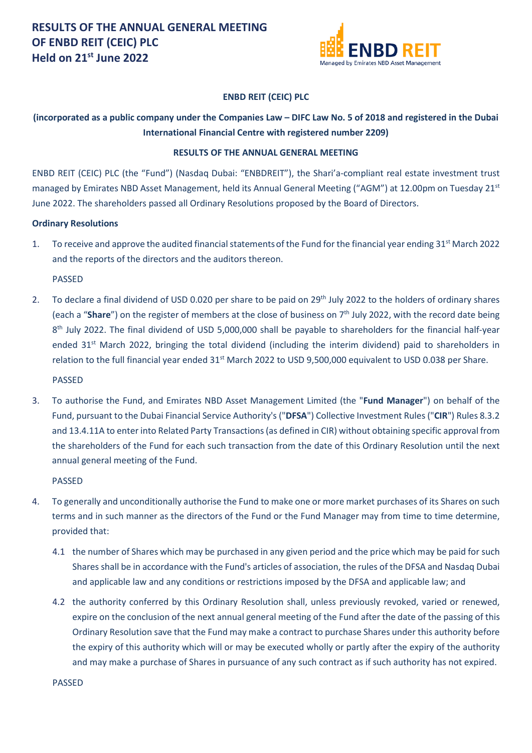# RESULTS OF THE ANNUAL GENERAL MEETING OF ENBD REIT (CEIC) PLC Held on 21st June 2022

ENBD REIT
Managed by Emirates NBD Asset Management

**ENBD REIT (CEIC) PLC**

**(incorporated as a public company under the Companies Law – DIFC Law No. 5 of 2018 and registered in the Dubai International Financial Centre with registered number 2209)**

**RESULTS OF THE ANNUAL GENERAL MEETING**

ENBD REIT (CEIC) PLC (the "Fund") (Nasdaq Dubai: "ENBDREIT"), the Shari'a-compliant real estate investment trust managed by Emirates NBD Asset Management, held its Annual General Meeting ("AGM") at 12.00pm on Tuesday 21st June 2022. The shareholders passed all Ordinary Resolutions proposed by the Board of Directors.

**Ordinary Resolutions**

1. To receive and approve the audited financial statements of the Fund for the financial year ending 31st March 2022 and the reports of the directors and the auditors thereon.

   PASSED

2. To declare a final dividend of USD 0.020 per share to be paid on 29th July 2022 to the holders of ordinary shares (each a "**Share**") on the register of members at the close of business on 7th July 2022, with the record date being 8th July 2022. The final dividend of USD 5,000,000 shall be payable to shareholders for the financial half-year ended 31st March 2022, bringing the total dividend (including the interim dividend) paid to shareholders in relation to the full financial year ended 31st March 2022 to USD 9,500,000 equivalent to USD 0.038 per Share.

   PASSED

3. To authorise the Fund, and Emirates NBD Asset Management Limited (the "**Fund Manager**") on behalf of the Fund, pursuant to the Dubai Financial Service Authority's ("**DFSA**") Collective Investment Rules ("**CIR**") Rules 8.3.2 and 13.4.11A to enter into Related Party Transactions (as defined in CIR) without obtaining specific approval from the shareholders of the Fund for each such transaction from the date of this Ordinary Resolution until the next annual general meeting of the Fund.

   PASSED

4. To generally and unconditionally authorise the Fund to make one or more market purchases of its Shares on such terms and in such manner as the directors of the Fund or the Fund Manager may from time to time determine, provided that:

   4.1 the number of Shares which may be purchased in any given period and the price which may be paid for such Shares shall be in accordance with the Fund's articles of association, the rules of the DFSA and Nasdaq Dubai and applicable law and any conditions or restrictions imposed by the DFSA and applicable law; and

   4.2 the authority conferred by this Ordinary Resolution shall, unless previously revoked, varied or renewed, expire on the conclusion of the next annual general meeting of the Fund after the date of the passing of this Ordinary Resolution save that the Fund may make a contract to purchase Shares under this authority before the expiry of this authority which will or may be executed wholly or partly after the expiry of the authority and may make a purchase of Shares in pursuance of any such contract as if such authority has not expired.

   PASSED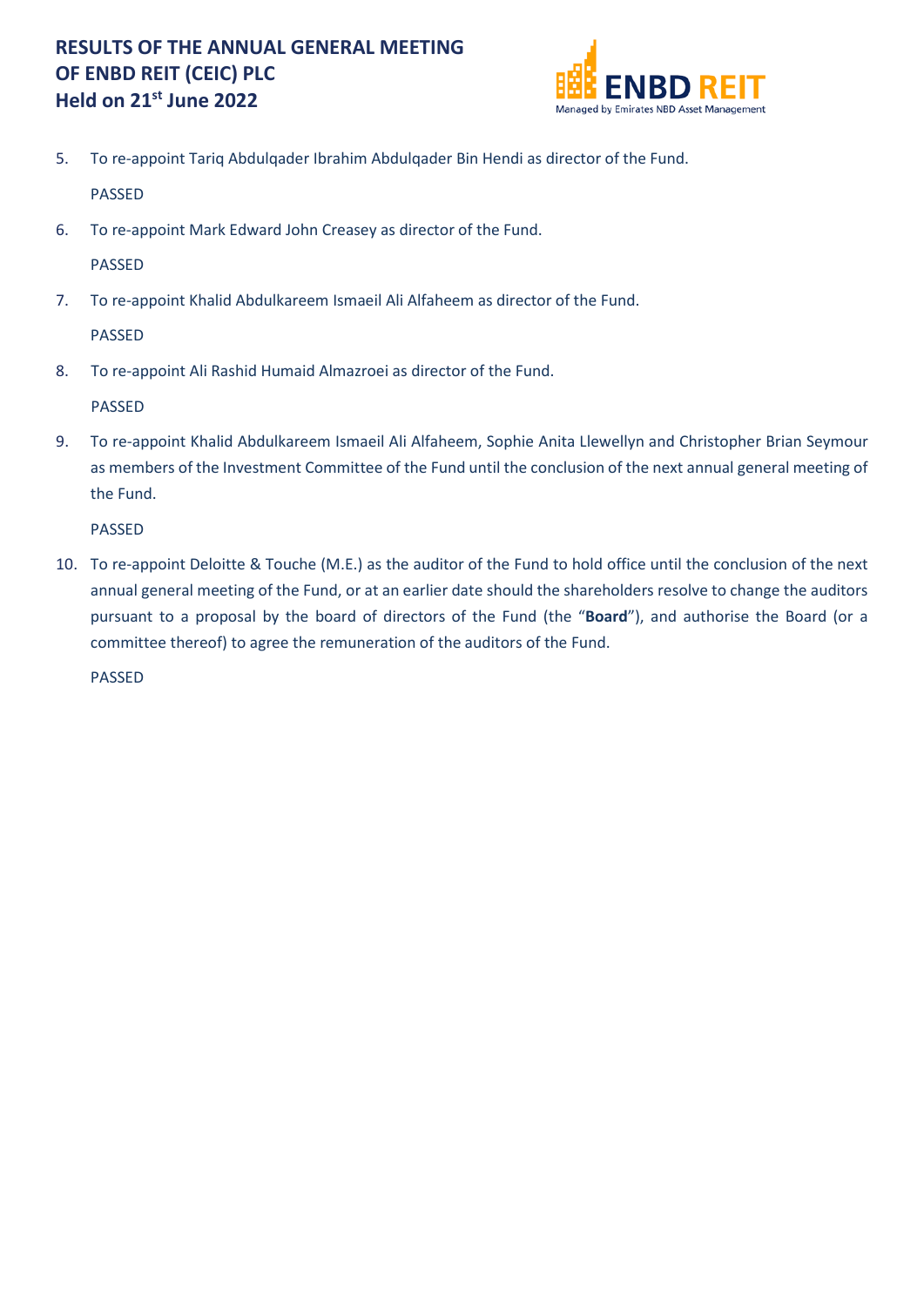5. To re-appoint Tariq Abdulqader Ibrahim Abdulqader Bin Hendi as director of the Fund.

   PASSED

6. To re-appoint Mark Edward John Creasey as director of the Fund.

   PASSED

7. To re-appoint Khalid Abdulkareem Ismaeil Ali Alfaheem as director of the Fund.

   PASSED

8. To re-appoint Ali Rashid Humaid Almazroei as director of the Fund.

   PASSED

9. To re-appoint Khalid Abdulkareem Ismaeil Ali Alfaheem, Sophie Anita Llewellyn and Christopher Brian Seymour as members of the Investment Committee of the Fund until the conclusion of the next annual general meeting of the Fund.

   PASSED

10. To re-appoint Deloitte & Touche (M.E.) as the auditor of the Fund to hold office until the conclusion of the next annual general meeting of the Fund, or at an earlier date should the shareholders resolve to change the auditors pursuant to a proposal by the board of directors of the Fund (the "**Board**"), and authorise the Board (or a committee thereof) to agree the remuneration of the auditors of the Fund.

    PASSED